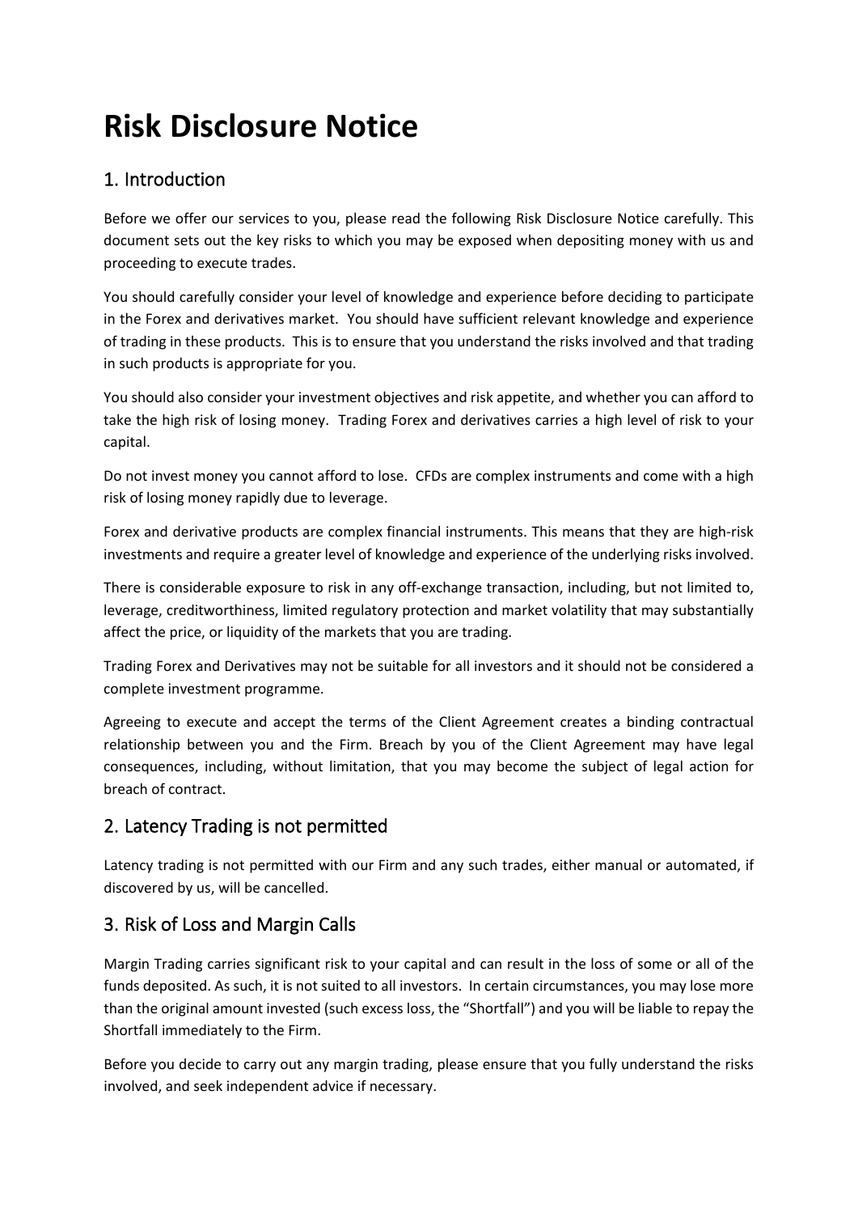# Risk Disclosure Notice

## 1. Introduction

Before we offer our services to you, please read the following Risk Disclosure Notice carefully. This document sets out the key risks to which you may be exposed when depositing money with us and proceeding to execute trades.

You should carefully consider your level of knowledge and experience before deciding to participate in the Forex and derivatives market. You should have sufficient relevant knowledge and experience of trading in these products. This is to ensure that you understand the risks involved and that trading in such products is appropriate for you.

You should also consider your investment objectives and risk appetite, and whether you can afford to take the high risk of losing money. Trading Forex and derivatives carries a high level of risk to your capital.

Do not invest money you cannot afford to lose. CFDs are complex instruments and come with a high risk of losing money rapidly due to leverage.

Forex and derivative products are complex financial instruments. This means that they are high-risk investments and require a greater level of knowledge and experience of the underlying risks involved.

There is considerable exposure to risk in any off-exchange transaction, including, but not limited to, leverage, creditworthiness, limited regulatory protection and market volatility that may substantially affect the price, or liquidity of the markets that you are trading.

Trading Forex and Derivatives may not be suitable for all investors and it should not be considered a complete investment programme.

Agreeing to execute and accept the terms of the Client Agreement creates a binding contractual relationship between you and the Firm. Breach by you of the Client Agreement may have legal consequences, including, without limitation, that you may become the subject of legal action for breach of contract.

## 2. Latency Trading is not permitted

Latency trading is not permitted with our Firm and any such trades, either manual or automated, if discovered by us, will be cancelled.

## 3. Risk of Loss and Margin Calls

Margin Trading carries significant risk to your capital and can result in the loss of some or all of the funds deposited. As such, it is not suited to all investors. In certain circumstances, you may lose more than the original amount invested (such excess loss, the "Shortfall") and you will be liable to repay the Shortfall immediately to the Firm.

Before you decide to carry out any margin trading, please ensure that you fully understand the risks involved, and seek independent advice if necessary.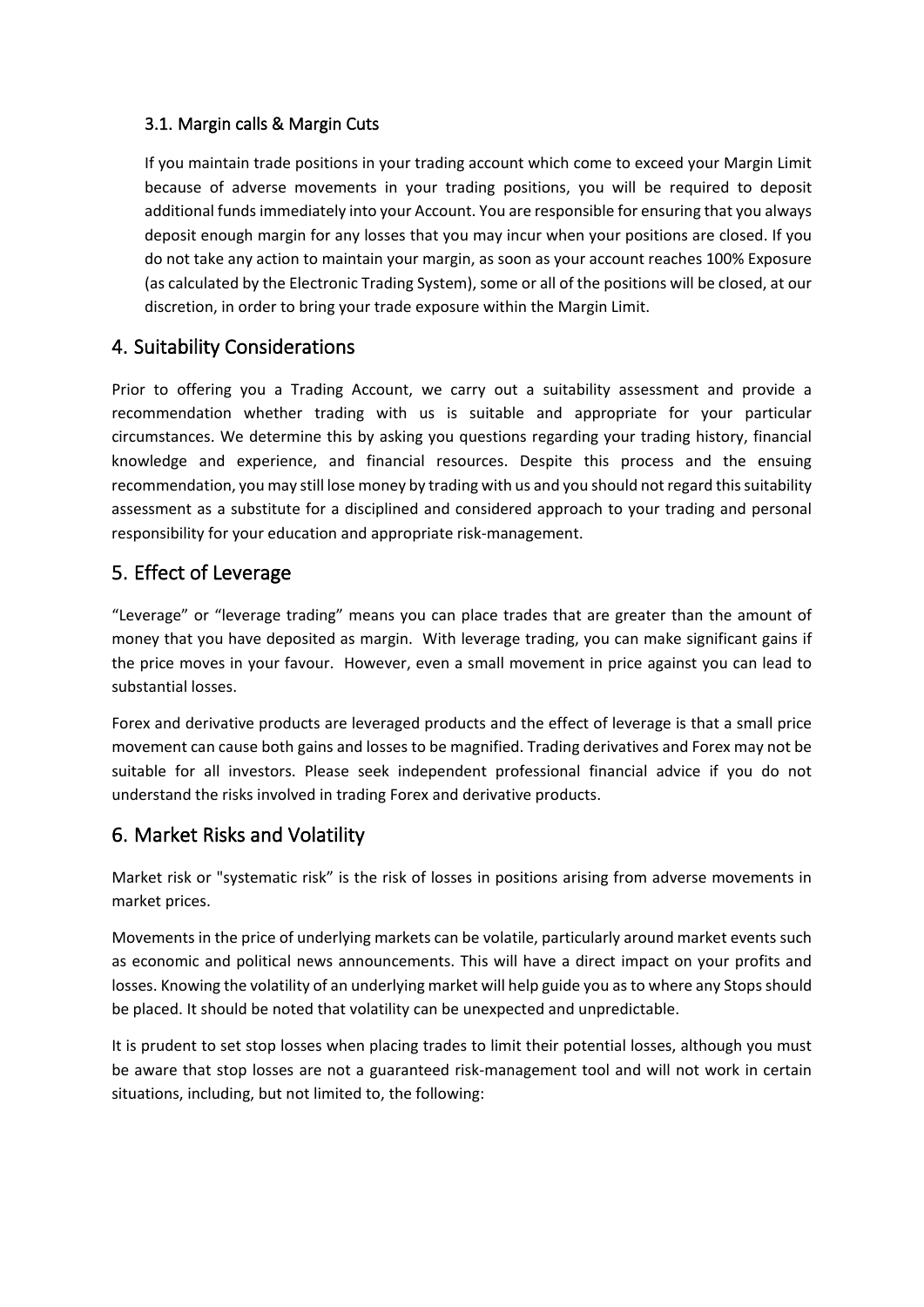### 3.1. Margin calls & Margin Cuts

If you maintain trade positions in your trading account which come to exceed your Margin Limit because of adverse movements in your trading positions, you will be required to deposit additional funds immediately into your Account. You are responsible for ensuring that you always deposit enough margin for any losses that you may incur when your positions are closed. If you do not take any action to maintain your margin, as soon as your account reaches 100% Exposure (as calculated by the Electronic Trading System), some or all of the positions will be closed, at our discretion, in order to bring your trade exposure within the Margin Limit.

## 4. Suitability Considerations

Prior to offering you a Trading Account, we carry out a suitability assessment and provide a recommendation whether trading with us is suitable and appropriate for your particular circumstances. We determine this by asking you questions regarding your trading history, financial knowledge and experience, and financial resources. Despite this process and the ensuing recommendation, you may still lose money by trading with us and you should not regard this suitability assessment as a substitute for a disciplined and considered approach to your trading and personal responsibility for your education and appropriate risk-management.

## 5. Effect of Leverage

"Leverage" or "leverage trading" means you can place trades that are greater than the amount of money that you have deposited as margin. With leverage trading, you can make significant gains if the price moves in your favour. However, even a small movement in price against you can lead to substantial losses.

Forex and derivative products are leveraged products and the effect of leverage is that a small price movement can cause both gains and losses to be magnified. Trading derivatives and Forex may not be suitable for all investors. Please seek independent professional financial advice if you do not understand the risks involved in trading Forex and derivative products.

## 6. Market Risks and Volatility

Market risk or "systematic risk" is the risk of losses in positions arising from adverse movements in market prices.

Movements in the price of underlying markets can be volatile, particularly around market events such as economic and political news announcements. This will have a direct impact on your profits and losses. Knowing the volatility of an underlying market will help guide you as to where any Stops should be placed. It should be noted that volatility can be unexpected and unpredictable.

It is prudent to set stop losses when placing trades to limit their potential losses, although you must be aware that stop losses are not a guaranteed risk-management tool and will not work in certain situations, including, but not limited to, the following: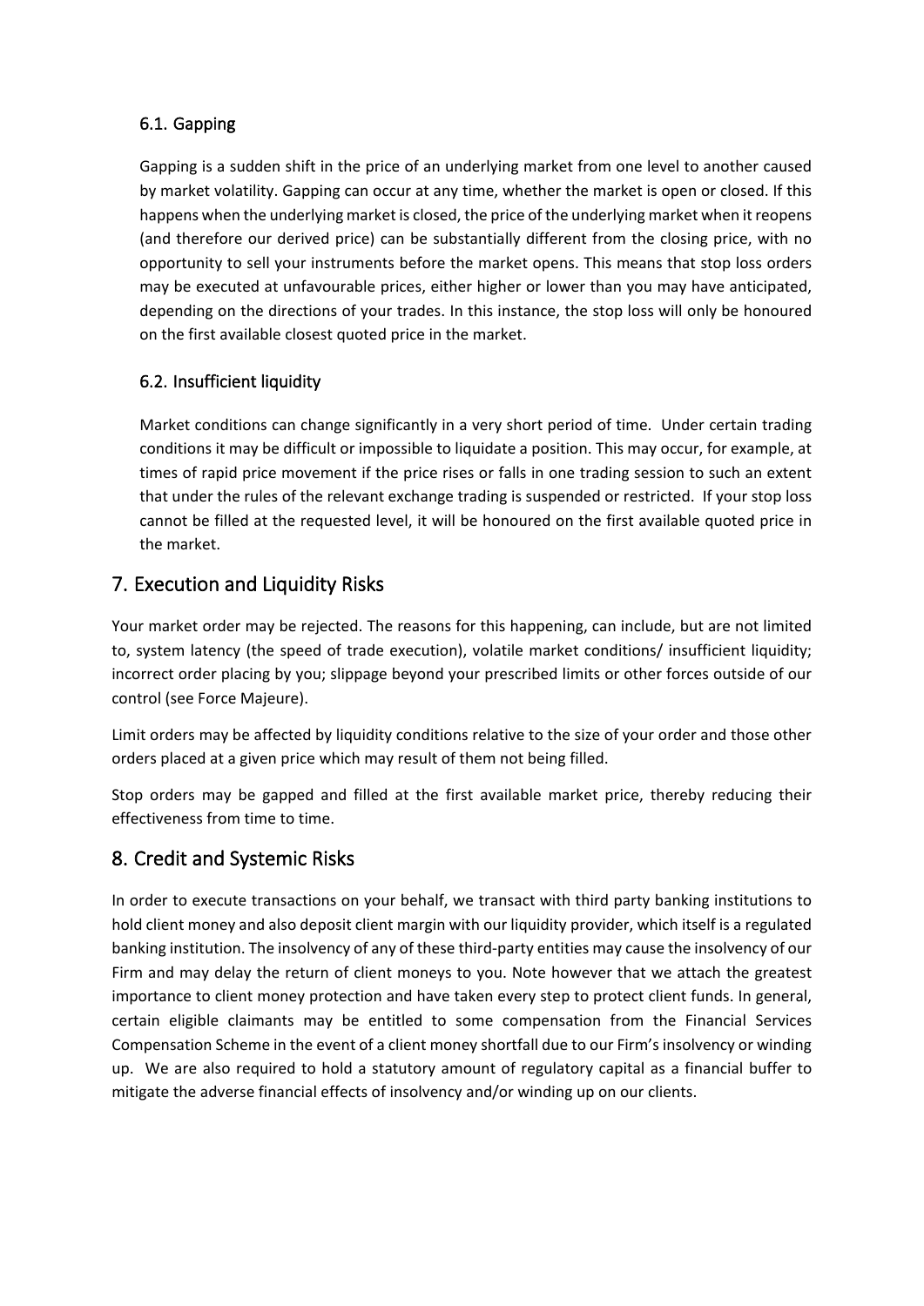### 6.1. Gapping

Gapping is a sudden shift in the price of an underlying market from one level to another caused by market volatility. Gapping can occur at any time, whether the market is open or closed. If this happens when the underlying market is closed, the price of the underlying market when it reopens (and therefore our derived price) can be substantially different from the closing price, with no opportunity to sell your instruments before the market opens. This means that stop loss orders may be executed at unfavourable prices, either higher or lower than you may have anticipated, depending on the directions of your trades. In this instance, the stop loss will only be honoured on the first available closest quoted price in the market.

### 6.2. Insufficient liquidity

Market conditions can change significantly in a very short period of time. Under certain trading conditions it may be difficult or impossible to liquidate a position. This may occur, for example, at times of rapid price movement if the price rises or falls in one trading session to such an extent that under the rules of the relevant exchange trading is suspended or restricted. If your stop loss cannot be filled at the requested level, it will be honoured on the first available quoted price in the market.

## 7. Execution and Liquidity Risks

Your market order may be rejected. The reasons for this happening, can include, but are not limited to, system latency (the speed of trade execution), volatile market conditions/ insufficient liquidity; incorrect order placing by you; slippage beyond your prescribed limits or other forces outside of our control (see Force Majeure).

Limit orders may be affected by liquidity conditions relative to the size of your order and those other orders placed at a given price which may result of them not being filled.

Stop orders may be gapped and filled at the first available market price, thereby reducing their effectiveness from time to time.

## 8. Credit and Systemic Risks

In order to execute transactions on your behalf, we transact with third party banking institutions to hold client money and also deposit client margin with our liquidity provider, which itself is a regulated banking institution. The insolvency of any of these third-party entities may cause the insolvency of our Firm and may delay the return of client moneys to you. Note however that we attach the greatest importance to client money protection and have taken every step to protect client funds. In general, certain eligible claimants may be entitled to some compensation from the Financial Services Compensation Scheme in the event of a client money shortfall due to our Firm's insolvency or winding up. We are also required to hold a statutory amount of regulatory capital as a financial buffer to mitigate the adverse financial effects of insolvency and/or winding up on our clients.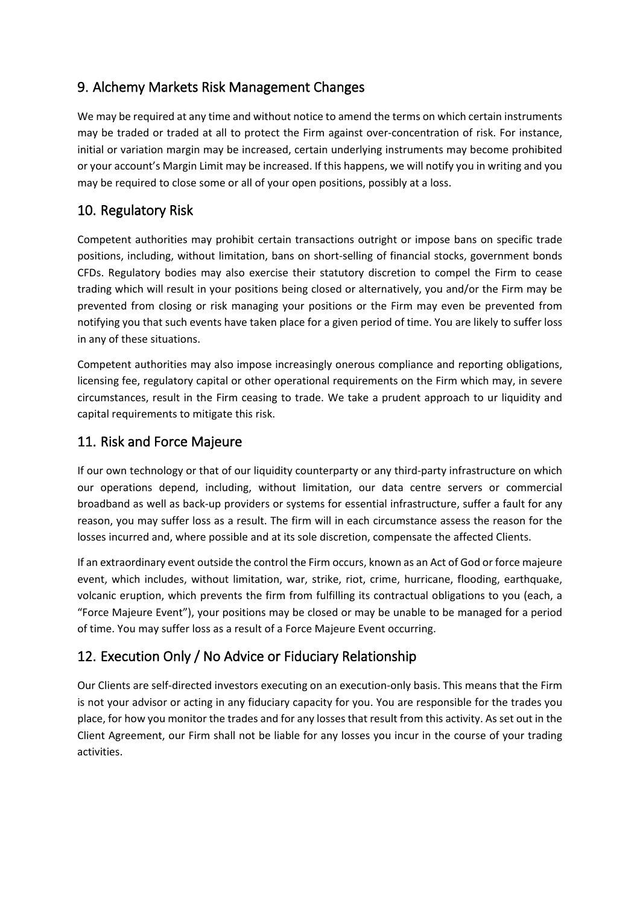## 9. Alchemy Markets Risk Management Changes

We may be required at any time and without notice to amend the terms on which certain instruments may be traded or traded at all to protect the Firm against over-concentration of risk. For instance, initial or variation margin may be increased, certain underlying instruments may become prohibited or your account's Margin Limit may be increased. If this happens, we will notify you in writing and you may be required to close some or all of your open positions, possibly at a loss.

## 10. Regulatory Risk

Competent authorities may prohibit certain transactions outright or impose bans on specific trade positions, including, without limitation, bans on short-selling of financial stocks, government bonds CFDs. Regulatory bodies may also exercise their statutory discretion to compel the Firm to cease trading which will result in your positions being closed or alternatively, you and/or the Firm may be prevented from closing or risk managing your positions or the Firm may even be prevented from notifying you that such events have taken place for a given period of time. You are likely to suffer loss in any of these situations.

Competent authorities may also impose increasingly onerous compliance and reporting obligations, licensing fee, regulatory capital or other operational requirements on the Firm which may, in severe circumstances, result in the Firm ceasing to trade. We take a prudent approach to ur liquidity and capital requirements to mitigate this risk.

## 11. Risk and Force Majeure

If our own technology or that of our liquidity counterparty or any third-party infrastructure on which our operations depend, including, without limitation, our data centre servers or commercial broadband as well as back-up providers or systems for essential infrastructure, suffer a fault for any reason, you may suffer loss as a result. The firm will in each circumstance assess the reason for the losses incurred and, where possible and at its sole discretion, compensate the affected Clients.

If an extraordinary event outside the control the Firm occurs, known as an Act of God or force majeure event, which includes, without limitation, war, strike, riot, crime, hurricane, flooding, earthquake, volcanic eruption, which prevents the firm from fulfilling its contractual obligations to you (each, a "Force Majeure Event"), your positions may be closed or may be unable to be managed for a period of time. You may suffer loss as a result of a Force Majeure Event occurring.

## 12. Execution Only / No Advice or Fiduciary Relationship

Our Clients are self-directed investors executing on an execution-only basis. This means that the Firm is not your advisor or acting in any fiduciary capacity for you. You are responsible for the trades you place, for how you monitor the trades and for any losses that result from this activity. As set out in the Client Agreement, our Firm shall not be liable for any losses you incur in the course of your trading activities.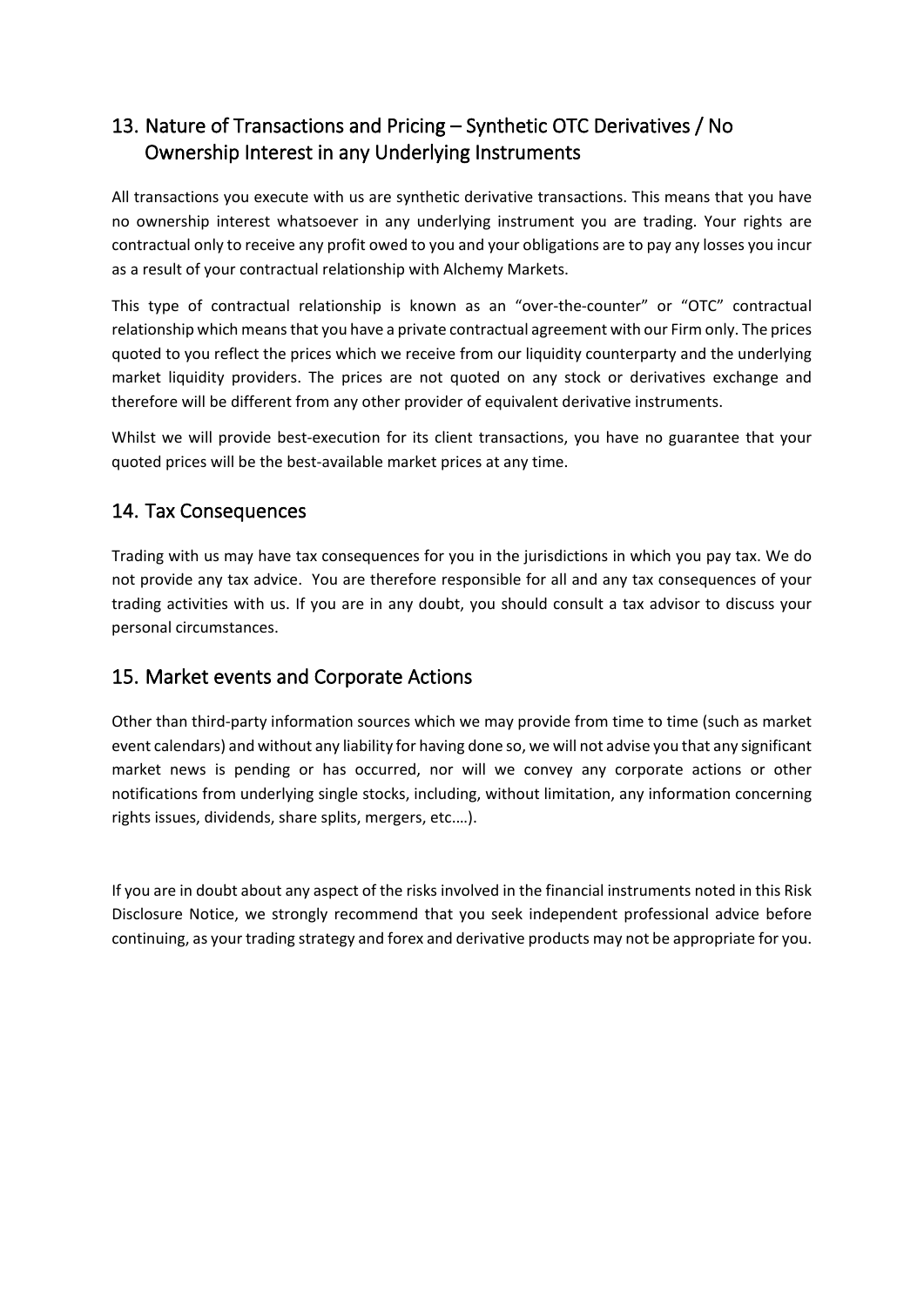## 13. Nature of Transactions and Pricing – Synthetic OTC Derivatives / No Ownership Interest in any Underlying Instruments

All transactions you execute with us are synthetic derivative transactions. This means that you have no ownership interest whatsoever in any underlying instrument you are trading. Your rights are contractual only to receive any profit owed to you and your obligations are to pay any losses you incur as a result of your contractual relationship with Alchemy Markets.

This type of contractual relationship is known as an "over-the-counter" or "OTC" contractual relationship which means that you have a private contractual agreement with our Firm only. The prices quoted to you reflect the prices which we receive from our liquidity counterparty and the underlying market liquidity providers. The prices are not quoted on any stock or derivatives exchange and therefore will be different from any other provider of equivalent derivative instruments.

Whilst we will provide best-execution for its client transactions, you have no guarantee that your quoted prices will be the best-available market prices at any time.

## 14. Tax Consequences

Trading with us may have tax consequences for you in the jurisdictions in which you pay tax. We do not provide any tax advice. You are therefore responsible for all and any tax consequences of your trading activities with us. If you are in any doubt, you should consult a tax advisor to discuss your personal circumstances.

## 15. Market events and Corporate Actions

Other than third-party information sources which we may provide from time to time (such as market event calendars) and without any liability for having done so, we will not advise you that any significant market news is pending or has occurred, nor will we convey any corporate actions or other notifications from underlying single stocks, including, without limitation, any information concerning rights issues, dividends, share splits, mergers, etc.…).

If you are in doubt about any aspect of the risks involved in the financial instruments noted in this Risk Disclosure Notice, we strongly recommend that you seek independent professional advice before continuing, as your trading strategy and forex and derivative products may not be appropriate for you.